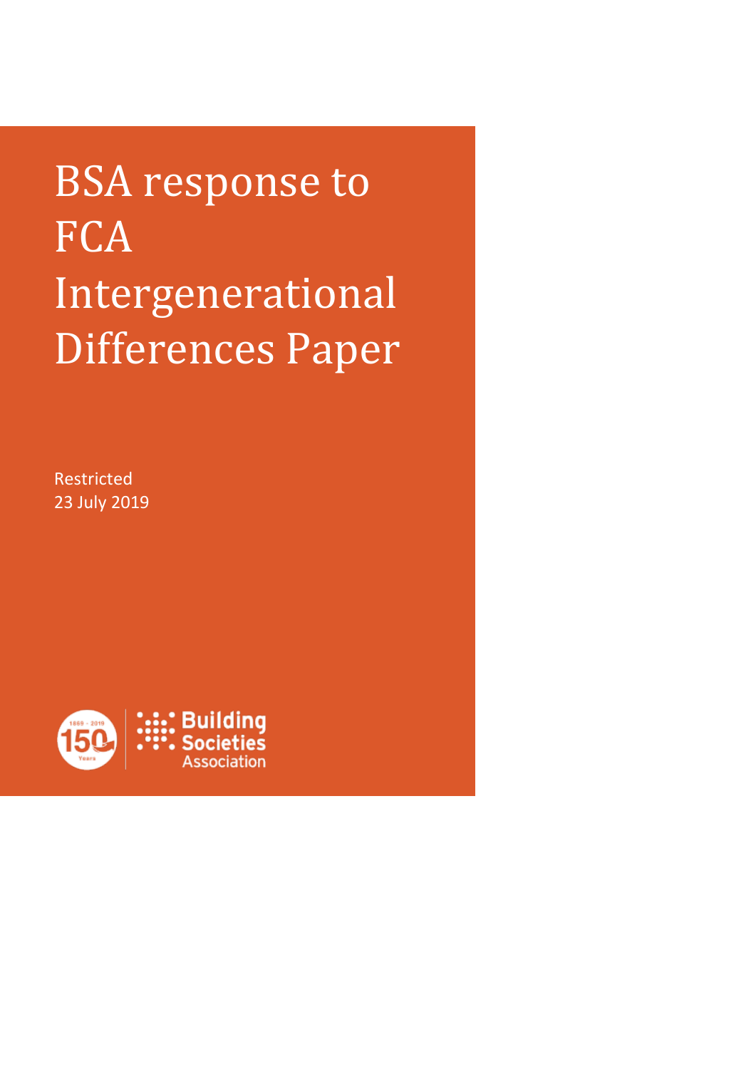# BSA response to FCA Intergenerational Differences Paper

Restricted
23 July 2019

1869 - 2019 150 Years

Building Societies Association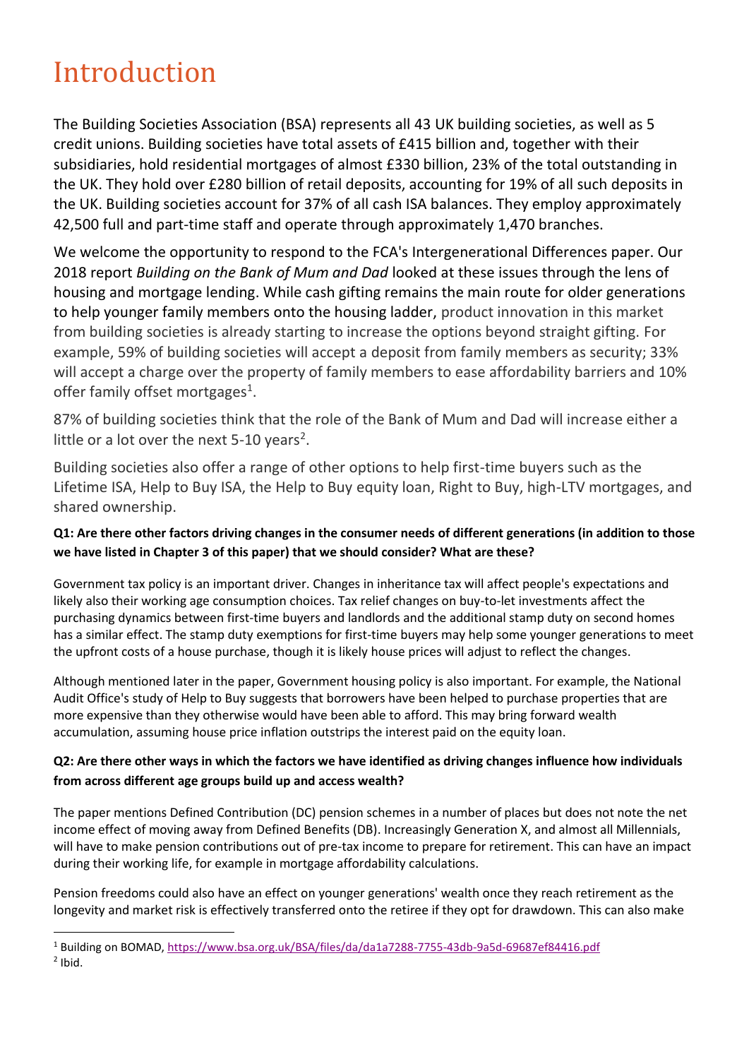# Introduction

The Building Societies Association (BSA) represents all 43 UK building societies, as well as 5 credit unions. Building societies have total assets of £415 billion and, together with their subsidiaries, hold residential mortgages of almost £330 billion, 23% of the total outstanding in the UK. They hold over £280 billion of retail deposits, accounting for 19% of all such deposits in the UK. Building societies account for 37% of all cash ISA balances. They employ approximately 42,500 full and part-time staff and operate through approximately 1,470 branches.

We welcome the opportunity to respond to the FCA's Intergenerational Differences paper. Our 2018 report *Building on the Bank of Mum and Dad* looked at these issues through the lens of housing and mortgage lending. While cash gifting remains the main route for older generations to help younger family members onto the housing ladder, product innovation in this market from building societies is already starting to increase the options beyond straight gifting. For example, 59% of building societies will accept a deposit from family members as security; 33% will accept a charge over the property of family members to ease affordability barriers and 10% offer family offset mortgages[1].

87% of building societies think that the role of the Bank of Mum and Dad will increase either a little or a lot over the next 5-10 years[2].

Building societies also offer a range of other options to help first-time buyers such as the Lifetime ISA, Help to Buy ISA, the Help to Buy equity loan, Right to Buy, high-LTV mortgages, and shared ownership.

**Q1: Are there other factors driving changes in the consumer needs of different generations (in addition to those we have listed in Chapter 3 of this paper) that we should consider? What are these?**

Government tax policy is an important driver. Changes in inheritance tax will affect people's expectations and likely also their working age consumption choices. Tax relief changes on buy-to-let investments affect the purchasing dynamics between first-time buyers and landlords and the additional stamp duty on second homes has a similar effect. The stamp duty exemptions for first-time buyers may help some younger generations to meet the upfront costs of a house purchase, though it is likely house prices will adjust to reflect the changes.

Although mentioned later in the paper, Government housing policy is also important. For example, the National Audit Office's study of Help to Buy suggests that borrowers have been helped to purchase properties that are more expensive than they otherwise would have been able to afford. This may bring forward wealth accumulation, assuming house price inflation outstrips the interest paid on the equity loan.

**Q2: Are there other ways in which the factors we have identified as driving changes influence how individuals from across different age groups build up and access wealth?**

The paper mentions Defined Contribution (DC) pension schemes in a number of places but does not note the net income effect of moving away from Defined Benefits (DB). Increasingly Generation X, and almost all Millennials, will have to make pension contributions out of pre-tax income to prepare for retirement. This can have an impact during their working life, for example in mortgage affordability calculations.

Pension freedoms could also have an effect on younger generations' wealth once they reach retirement as the longevity and market risk is effectively transferred onto the retiree if they opt for drawdown. This can also make

[1] Building on BOMAD, https://www.bsa.org.uk/BSA/files/da/da1a7288-7755-43db-9a5d-69687ef84416.pdf

[2] Ibid.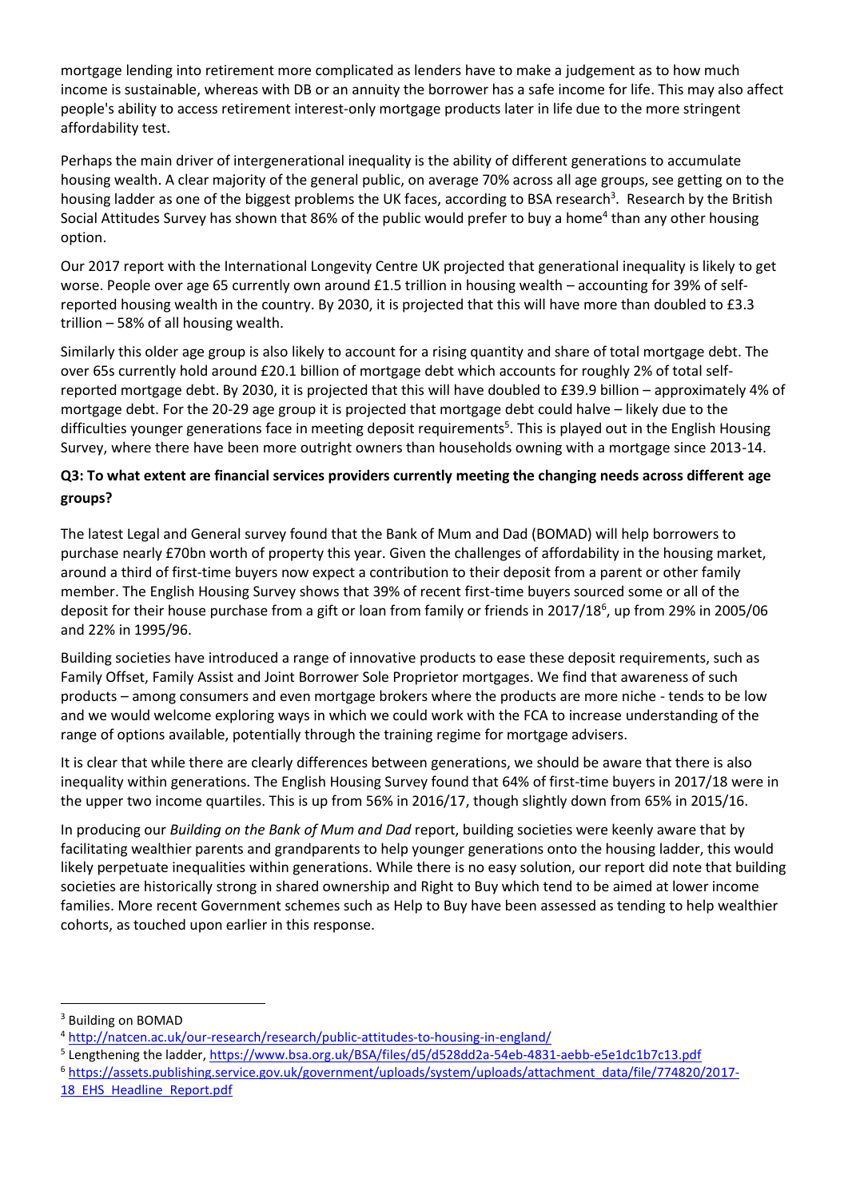mortgage lending into retirement more complicated as lenders have to make a judgement as to how much income is sustainable, whereas with DB or an annuity the borrower has a safe income for life. This may also affect people's ability to access retirement interest-only mortgage products later in life due to the more stringent affordability test.

Perhaps the main driver of intergenerational inequality is the ability of different generations to accumulate housing wealth. A clear majority of the general public, on average 70% across all age groups, see getting on to the housing ladder as one of the biggest problems the UK faces, according to BSA research[3]. Research by the British Social Attitudes Survey has shown that 86% of the public would prefer to buy a home[4] than any other housing option.

Our 2017 report with the International Longevity Centre UK projected that generational inequality is likely to get worse. People over age 65 currently own around £1.5 trillion in housing wealth – accounting for 39% of self-reported housing wealth in the country. By 2030, it is projected that this will have more than doubled to £3.3 trillion – 58% of all housing wealth.

Similarly this older age group is also likely to account for a rising quantity and share of total mortgage debt. The over 65s currently hold around £20.1 billion of mortgage debt which accounts for roughly 2% of total self-reported mortgage debt. By 2030, it is projected that this will have doubled to £39.9 billion – approximately 4% of mortgage debt. For the 20-29 age group it is projected that mortgage debt could halve – likely due to the difficulties younger generations face in meeting deposit requirements[5]. This is played out in the English Housing Survey, where there have been more outright owners than households owning with a mortgage since 2013-14.

### Q3: To what extent are financial services providers currently meeting the changing needs across different age groups?

The latest Legal and General survey found that the Bank of Mum and Dad (BOMAD) will help borrowers to purchase nearly £70bn worth of property this year. Given the challenges of affordability in the housing market, around a third of first-time buyers now expect a contribution to their deposit from a parent or other family member. The English Housing Survey shows that 39% of recent first-time buyers sourced some or all of the deposit for their house purchase from a gift or loan from family or friends in 2017/18[6], up from 29% in 2005/06 and 22% in 1995/96.

Building societies have introduced a range of innovative products to ease these deposit requirements, such as Family Offset, Family Assist and Joint Borrower Sole Proprietor mortgages. We find that awareness of such products – among consumers and even mortgage brokers where the products are more niche - tends to be low and we would welcome exploring ways in which we could work with the FCA to increase understanding of the range of options available, potentially through the training regime for mortgage advisers.

It is clear that while there are clearly differences between generations, we should be aware that there is also inequality within generations. The English Housing Survey found that 64% of first-time buyers in 2017/18 were in the upper two income quartiles. This is up from 56% in 2016/17, though slightly down from 65% in 2015/16.

In producing our *Building on the Bank of Mum and Dad* report, building societies were keenly aware that by facilitating wealthier parents and grandparents to help younger generations onto the housing ladder, this would likely perpetuate inequalities within generations. While there is no easy solution, our report did note that building societies are historically strong in shared ownership and Right to Buy which tend to be aimed at lower income families. More recent Government schemes such as Help to Buy have been assessed as tending to help wealthier cohorts, as touched upon earlier in this response.

---

[3] Building on BOMAD

[4] http://natcen.ac.uk/our-research/research/public-attitudes-to-housing-in-england/

[5] Lengthening the ladder, https://www.bsa.org.uk/BSA/files/d5/d528dd2a-54eb-4831-aebb-e5e1dc1b7c13.pdf

[6] https://assets.publishing.service.gov.uk/government/uploads/system/uploads/attachment_data/file/774820/2017-18_EHS_Headline_Report.pdf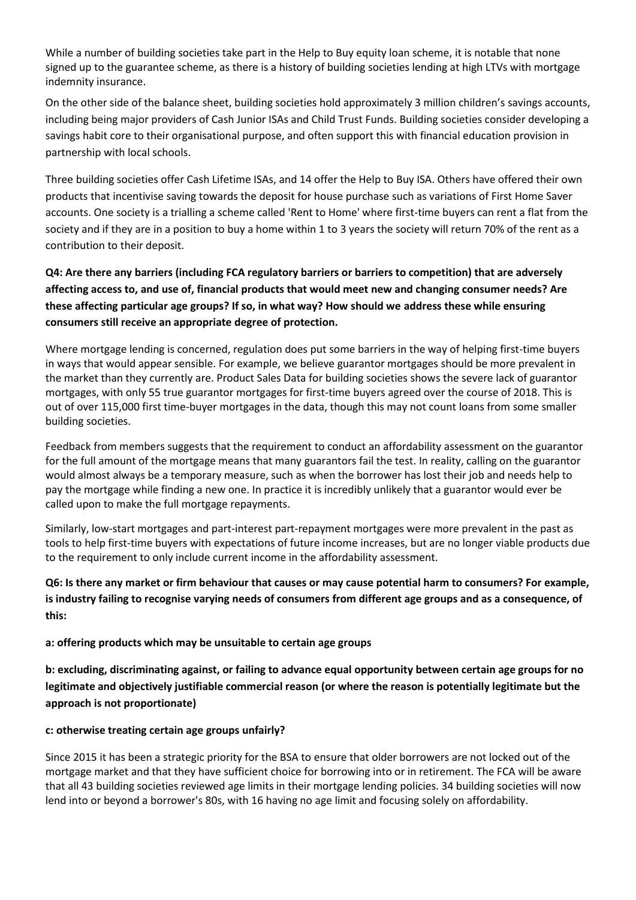While a number of building societies take part in the Help to Buy equity loan scheme, it is notable that none signed up to the guarantee scheme, as there is a history of building societies lending at high LTVs with mortgage indemnity insurance.

On the other side of the balance sheet, building societies hold approximately 3 million children's savings accounts, including being major providers of Cash Junior ISAs and Child Trust Funds. Building societies consider developing a savings habit core to their organisational purpose, and often support this with financial education provision in partnership with local schools.

Three building societies offer Cash Lifetime ISAs, and 14 offer the Help to Buy ISA. Others have offered their own products that incentivise saving towards the deposit for house purchase such as variations of First Home Saver accounts. One society is a trialling a scheme called 'Rent to Home' where first-time buyers can rent a flat from the society and if they are in a position to buy a home within 1 to 3 years the society will return 70% of the rent as a contribution to their deposit.

**Q4: Are there any barriers (including FCA regulatory barriers or barriers to competition) that are adversely affecting access to, and use of, financial products that would meet new and changing consumer needs? Are these affecting particular age groups? If so, in what way? How should we address these while ensuring consumers still receive an appropriate degree of protection.**

Where mortgage lending is concerned, regulation does put some barriers in the way of helping first-time buyers in ways that would appear sensible. For example, we believe guarantor mortgages should be more prevalent in the market than they currently are. Product Sales Data for building societies shows the severe lack of guarantor mortgages, with only 55 true guarantor mortgages for first-time buyers agreed over the course of 2018. This is out of over 115,000 first time-buyer mortgages in the data, though this may not count loans from some smaller building societies.

Feedback from members suggests that the requirement to conduct an affordability assessment on the guarantor for the full amount of the mortgage means that many guarantors fail the test. In reality, calling on the guarantor would almost always be a temporary measure, such as when the borrower has lost their job and needs help to pay the mortgage while finding a new one. In practice it is incredibly unlikely that a guarantor would ever be called upon to make the full mortgage repayments.

Similarly, low-start mortgages and part-interest part-repayment mortgages were more prevalent in the past as tools to help first-time buyers with expectations of future income increases, but are no longer viable products due to the requirement to only include current income in the affordability assessment.

**Q6: Is there any market or firm behaviour that causes or may cause potential harm to consumers? For example, is industry failing to recognise varying needs of consumers from different age groups and as a consequence, of this:**

**a: offering products which may be unsuitable to certain age groups**

**b: excluding, discriminating against, or failing to advance equal opportunity between certain age groups for no legitimate and objectively justifiable commercial reason (or where the reason is potentially legitimate but the approach is not proportionate)**

**c: otherwise treating certain age groups unfairly?**

Since 2015 it has been a strategic priority for the BSA to ensure that older borrowers are not locked out of the mortgage market and that they have sufficient choice for borrowing into or in retirement. The FCA will be aware that all 43 building societies reviewed age limits in their mortgage lending policies. 34 building societies will now lend into or beyond a borrower's 80s, with 16 having no age limit and focusing solely on affordability.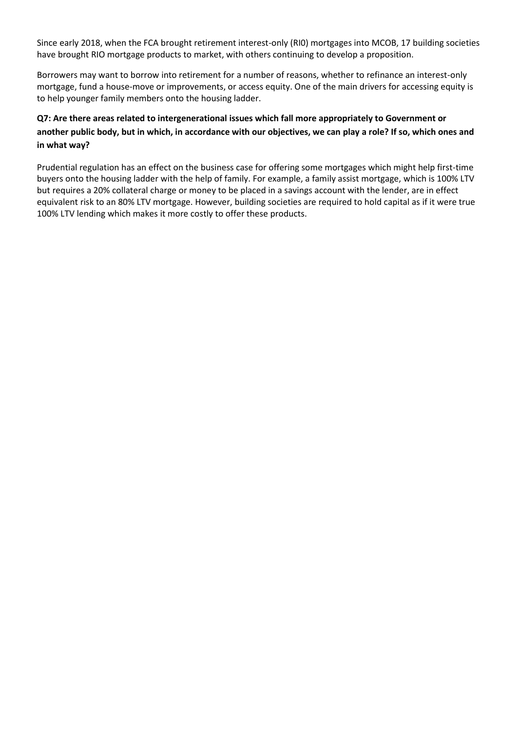Since early 2018, when the FCA brought retirement interest-only (RI0) mortgages into MCOB, 17 building societies have brought RIO mortgage products to market, with others continuing to develop a proposition.

Borrowers may want to borrow into retirement for a number of reasons, whether to refinance an interest-only mortgage, fund a house-move or improvements, or access equity. One of the main drivers for accessing equity is to help younger family members onto the housing ladder.

**Q7: Are there areas related to intergenerational issues which fall more appropriately to Government or another public body, but in which, in accordance with our objectives, we can play a role? If so, which ones and in what way?**

Prudential regulation has an effect on the business case for offering some mortgages which might help first-time buyers onto the housing ladder with the help of family. For example, a family assist mortgage, which is 100% LTV but requires a 20% collateral charge or money to be placed in a savings account with the lender, are in effect equivalent risk to an 80% LTV mortgage. However, building societies are required to hold capital as if it were true 100% LTV lending which makes it more costly to offer these products.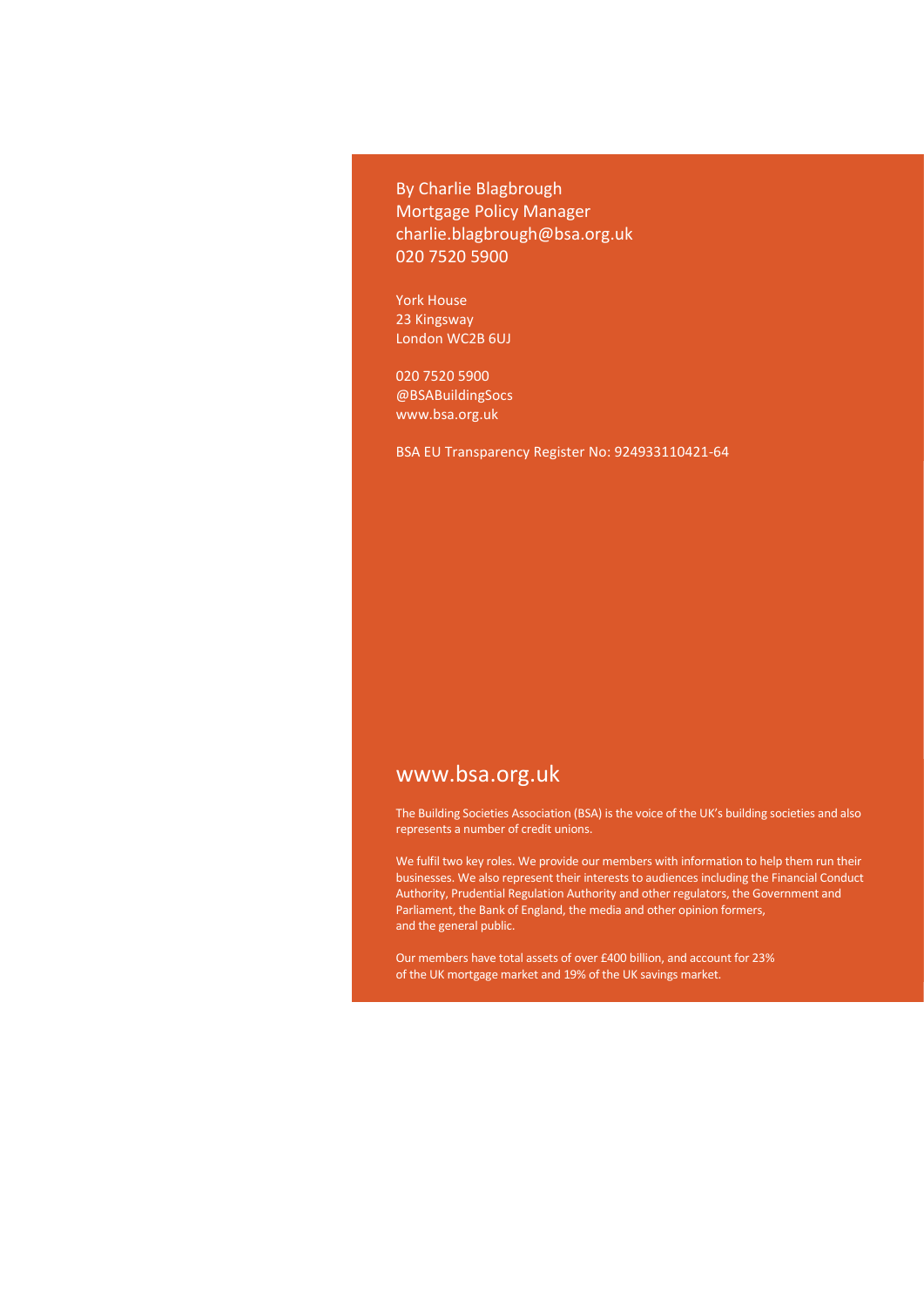By Charlie Blagbrough
Mortgage Policy Manager
charlie.blagbrough@bsa.org.uk
020 7520 5900

York House
23 Kingsway
London WC2B 6UJ

020 7520 5900
@BSABuildingSocs
www.bsa.org.uk

BSA EU Transparency Register No: 924933110421-64

## www.bsa.org.uk

The Building Societies Association (BSA) is the voice of the UK's building societies and also represents a number of credit unions.

We fulfil two key roles. We provide our members with information to help them run their businesses. We also represent their interests to audiences including the Financial Conduct Authority, Prudential Regulation Authority and other regulators, the Government and Parliament, the Bank of England, the media and other opinion formers, and the general public.

Our members have total assets of over £400 billion, and account for 23% of the UK mortgage market and 19% of the UK savings market.